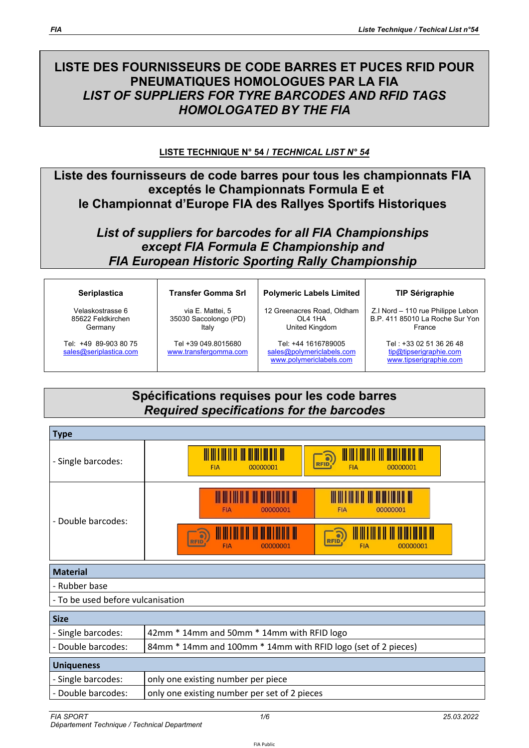# LISTE DES FOURNISSEURS DE CODE BARRES ET PUCES RFID POUR PNEUMATIQUES HOMOLOGUES PAR LA FIA
# *LIST OF SUPPLIERS FOR TYRE BARCODES AND RFID TAGS HOMOLOGATED BY THE FIA*

**LISTE TECHNIQUE N° 54 / *TECHNICAL LIST N° 54***

## Liste des fournisseurs de code barres pour tous les championnats FIA exceptés le Championnats Formula E et le Championnat d'Europe FIA des Rallyes Sportifs Historiques

## *List of suppliers for barcodes for all FIA Championships except FIA Formula E Championship and FIA European Historic Sporting Rally Championship*

| **Seriplastica** | **Transfer Gomma Srl** | **Polymeric Labels Limited** | **TIP Sérigraphie** |
|---|---|---|---|
| Velaskostrasse 6<br>85622 Feldkirchen<br>Germany | via E. Mattei, 5<br>35030 Saccolongo (PD)<br>Italy | 12 Greenacres Road, Oldham<br>OL4 1HA<br>United Kingdom | Z.I Nord – 110 rue Philippe Lebon<br>B.P. 411 85010 La Roche Sur Yon<br>France |
| Tel: +49 89-903 80 75<br>sales@seriplastica.com | Tel +39 049.8015680<br>www.transfergomma.com | Tel: +44 1616789005<br>sales@polymericlabels.com<br>www.polymericlabels.com | Tel : +33 02 51 36 26 48<br>tip@tipserigraphie.com<br>www.tipserigraphie.com |

## Spécifications requises pour les code barres
## *Required specifications for the barcodes*

| **Type** | |
|---|---|
| - Single barcodes: | FIA 00000001 / RFID FIA 00000001 |
| - Double barcodes: | FIA 00000001 / FIA 00000001<br>RFID FIA 00000001 / RFID FIA 00000001 |

| **Material** |
|---|
| - Rubber base |
| - To be used before vulcanisation |

| **Size** | |
|---|---|
| - Single barcodes: | 42mm * 14mm and 50mm * 14mm with RFID logo |
| - Double barcodes: | 84mm * 14mm and 100mm * 14mm with RFID logo (set of 2 pieces) |

| **Uniqueness** | |
|---|---|
| - Single barcodes: | only one existing number per piece |
| - Double barcodes: | only one existing number per set of 2 pieces |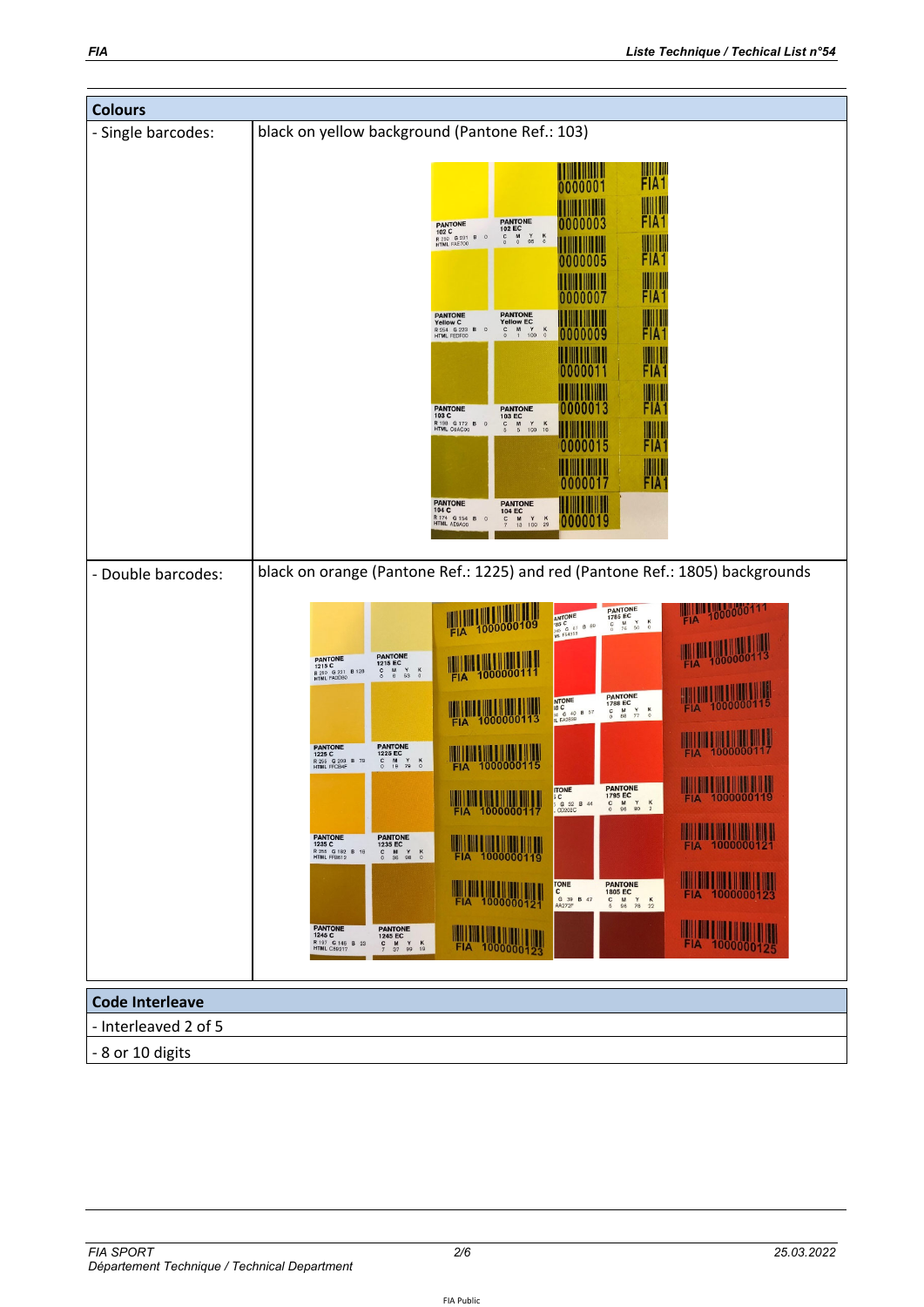| Colours | |
|---|---|
| - Single barcodes: | black on yellow background (Pantone Ref.: 103) |
| - Double barcodes: | black on orange (Pantone Ref.: 1225) and red (Pantone Ref.: 1805) backgrounds |

| Code Interleave |
|---|
| - Interleaved 2 of 5 |
| - 8 or 10 digits |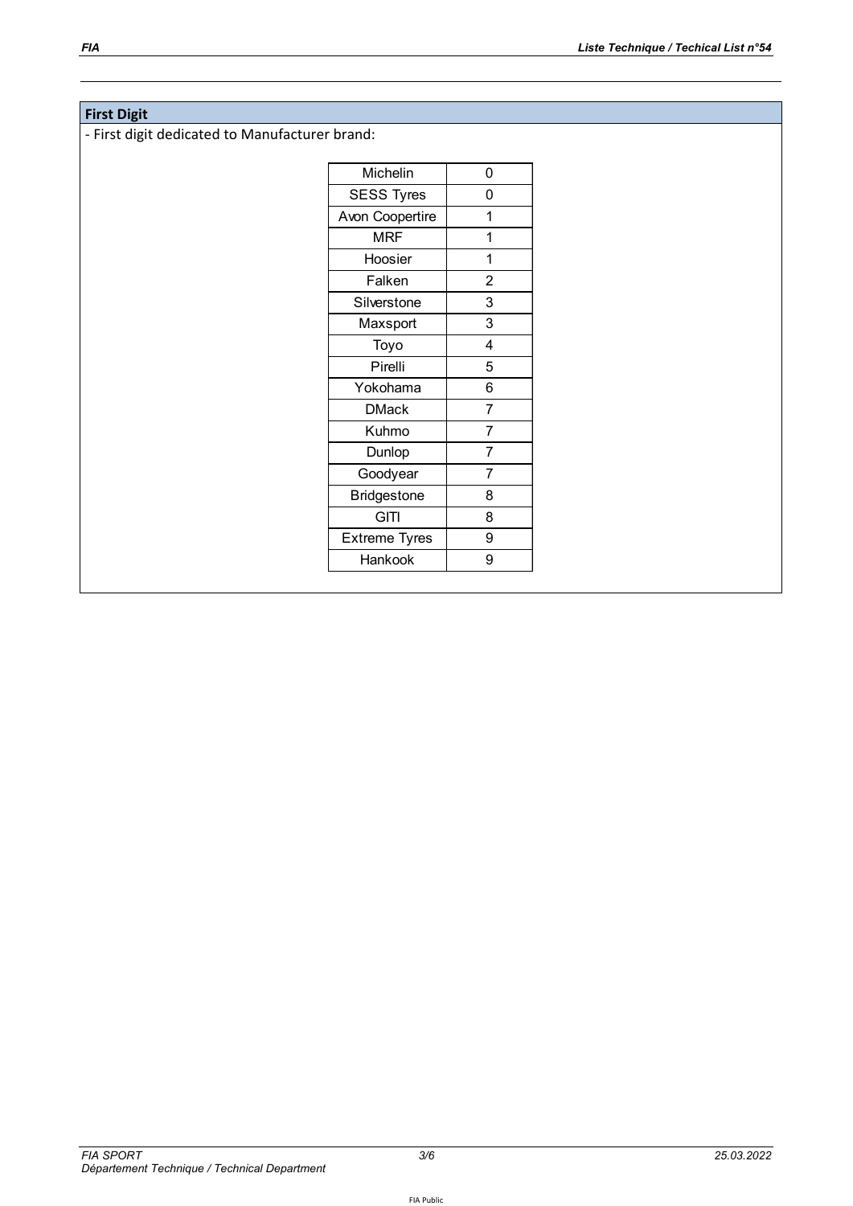**First Digit**

- First digit dedicated to Manufacturer brand:

| Brand | Digit |
| --- | --- |
| Michelin | 0 |
| SESS Tyres | 0 |
| Avon Coopertire | 1 |
| MRF | 1 |
| Hoosier | 1 |
| Falken | 2 |
| Silverstone | 3 |
| Maxsport | 3 |
| Toyo | 4 |
| Pirelli | 5 |
| Yokohama | 6 |
| DMack | 7 |
| Kuhmo | 7 |
| Dunlop | 7 |
| Goodyear | 7 |
| Bridgestone | 8 |
| GITI | 8 |
| Extreme Tyres | 9 |
| Hankook | 9 |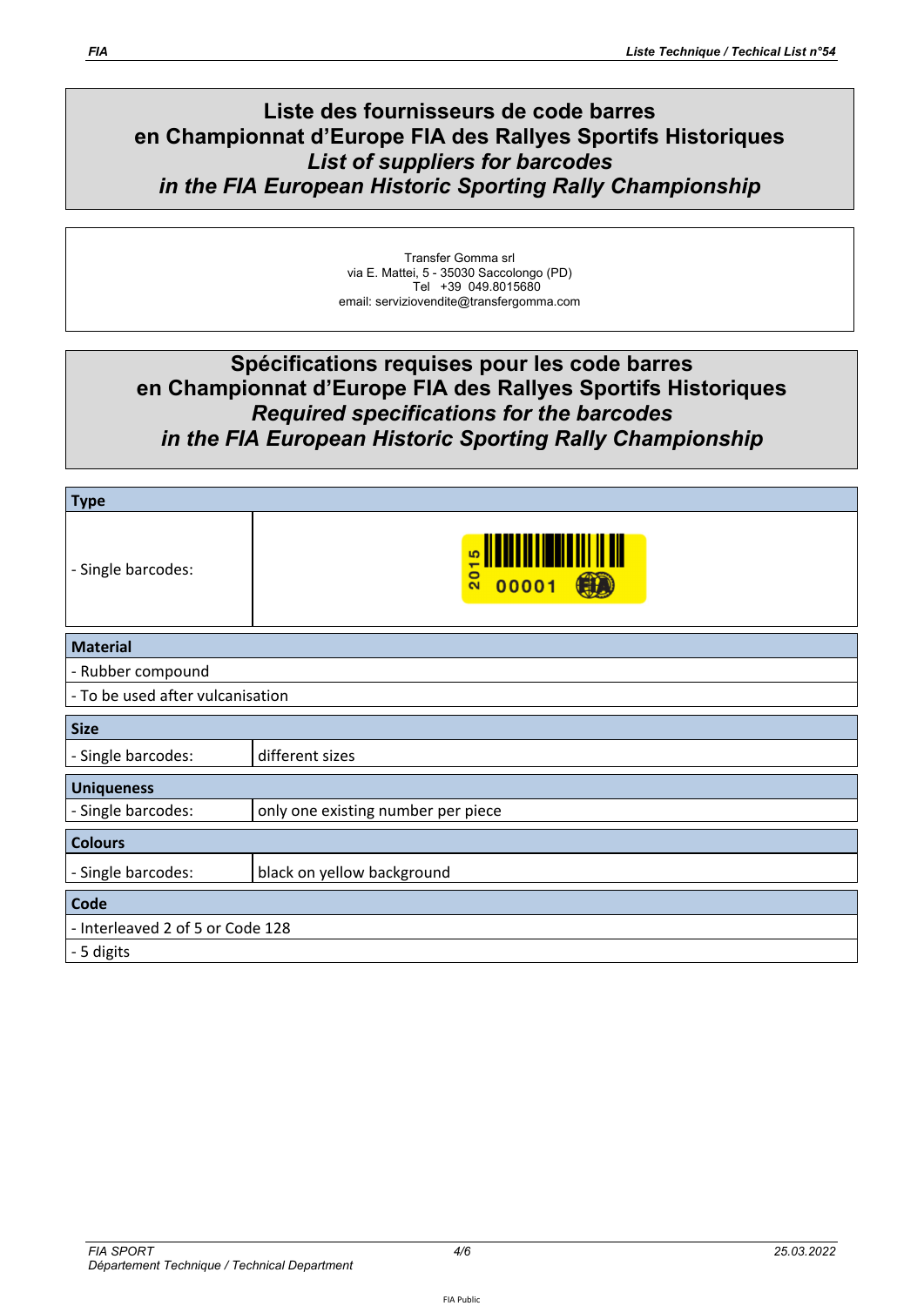# Liste des fournisseurs de code barres en Championnat d'Europe FIA des Rallyes Sportifs Historiques

## *List of suppliers for barcodes in the FIA European Historic Sporting Rally Championship*

Transfer Gomma srl
via E. Mattei, 5 - 35030 Saccolongo (PD)
Tel +39 049.8015680
email: serviziovendite@transfergomma.com

# Spécifications requises pour les code barres en Championnat d'Europe FIA des Rallyes Sportifs Historiques

## *Required specifications for the barcodes in the FIA European Historic Sporting Rally Championship*

| **Type** | |
|---|---|
| - Single barcodes: | |
| **Material** | |
| - Rubber compound | |
| - To be used after vulcanisation | |
| **Size** | |
| - Single barcodes: | different sizes |
| **Uniqueness** | |
| - Single barcodes: | only one existing number per piece |
| **Colours** | |
| - Single barcodes: | black on yellow background |
| **Code** | |
| - Interleaved 2 of 5 or Code 128 | |
| - 5 digits | |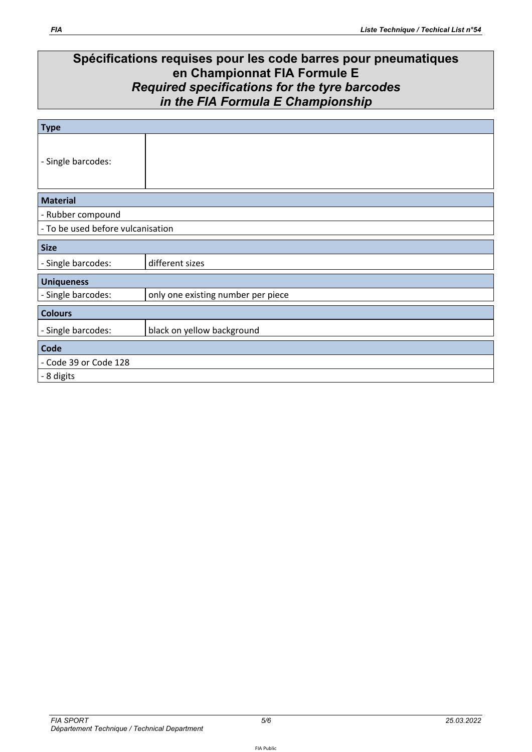## Spécifications requises pour les code barres pour pneumatiques en Championnat FIA Formule E
## *Required specifications for the tyre barcodes in the FIA Formula E Championship*

| **Type** | |
|---|---|
| - Single barcodes: | |

| **Material** |
|---|
| - Rubber compound |
| - To be used before vulcanisation |

| **Size** | |
|---|---|
| - Single barcodes: | different sizes |

| **Uniqueness** | |
|---|---|
| - Single barcodes: | only one existing number per piece |

| **Colours** | |
|---|---|
| - Single barcodes: | black on yellow background |

| **Code** |
|---|
| - Code 39 or Code 128 |
| - 8 digits |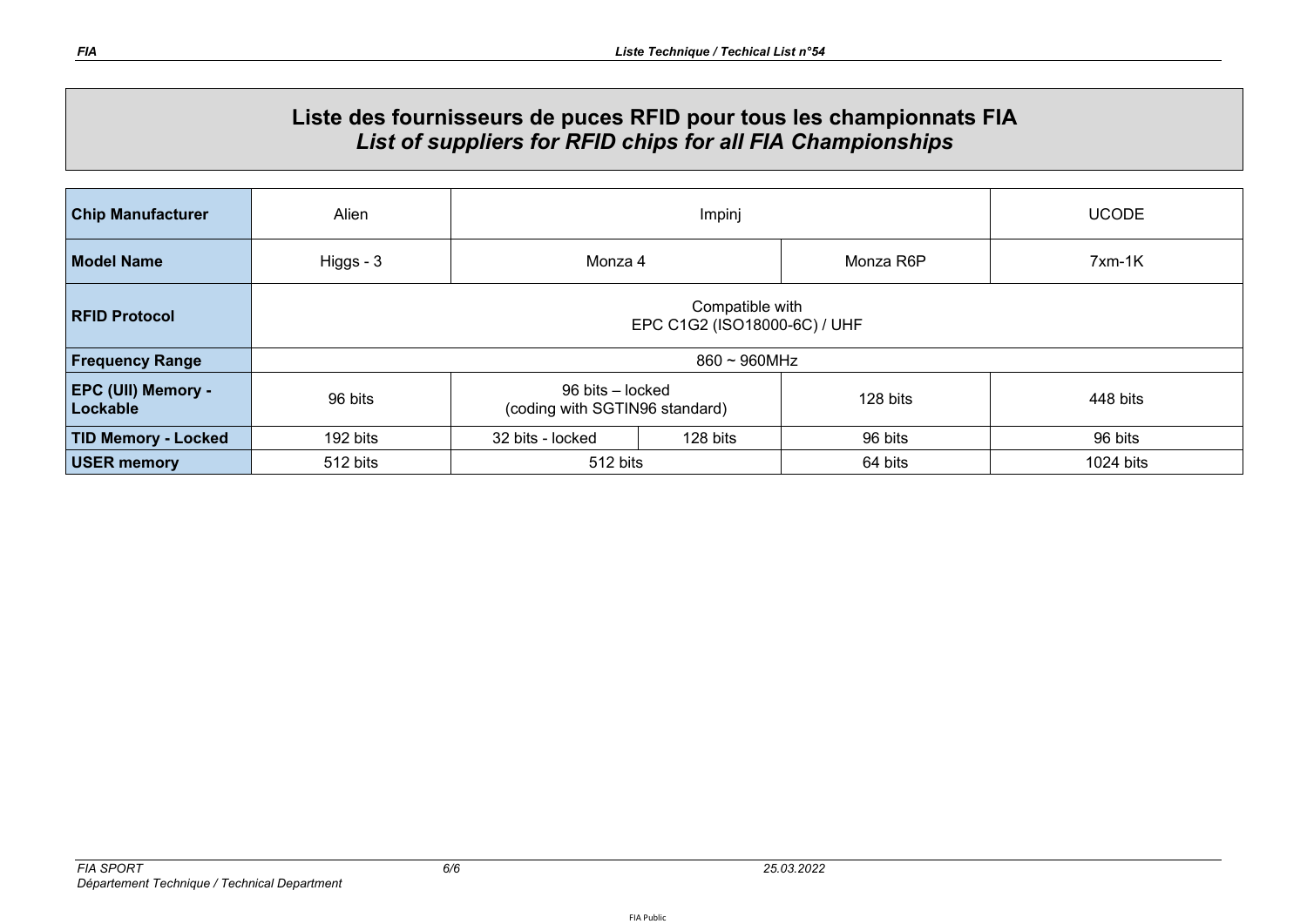# Liste des fournisseurs de puces RFID pour tous les championnats FIA
## *List of suppliers for RFID chips for all FIA Championships*

| | | | | | |
|---|---|---|---|---|---|
| **Chip Manufacturer** | Alien | Impinj | | | UCODE |
| **Model Name** | Higgs - 3 | Monza 4 | | Monza R6P | 7xm-1K |
| **RFID Protocol** | Compatible with EPC C1G2 (ISO18000-6C) / UHF | | | | |
| **Frequency Range** | 860 ~ 960MHz | | | | |
| **EPC (UII) Memory - Lockable** | 96 bits | 96 bits – locked (coding with SGTIN96 standard) | | 128 bits | 448 bits |
| **TID Memory - Locked** | 192 bits | 32 bits - locked | 128 bits | 96 bits | 96 bits |
| **USER memory** | 512 bits | 512 bits | | 64 bits | 1024 bits |